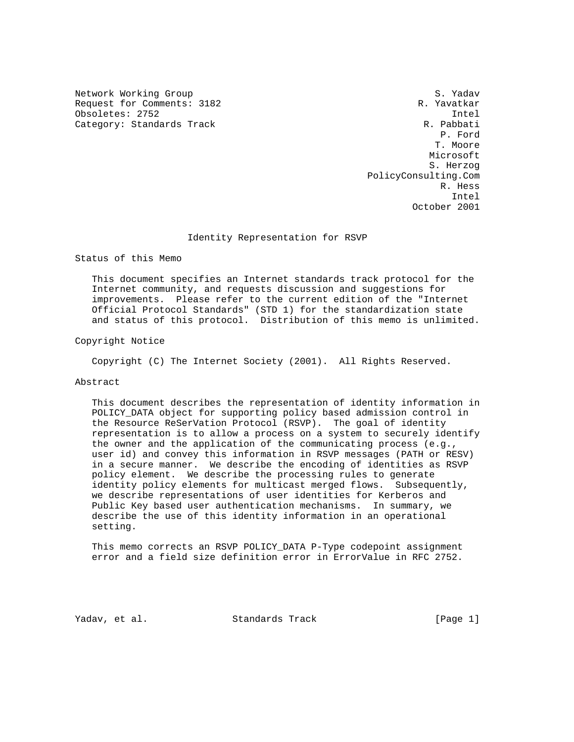Network Working Group S. Yadav
Request for Comments: 3182 R. Yavatkar
Obsoletes: 2752 Intel
Category: Standards Track R. Pabbati
P. Ford
T. Moore
Microsoft
S. Herzog
PolicyConsulting.Com
R. Hess
Intel
October 2001

# Identity Representation for RSVP

## Status of this Memo

This document specifies an Internet standards track protocol for the Internet community, and requests discussion and suggestions for improvements. Please refer to the current edition of the "Internet Official Protocol Standards" (STD 1) for the standardization state and status of this protocol. Distribution of this memo is unlimited.

## Copyright Notice

Copyright (C) The Internet Society (2001). All Rights Reserved.

## Abstract

This document describes the representation of identity information in POLICY_DATA object for supporting policy based admission control in the Resource ReSerVation Protocol (RSVP). The goal of identity representation is to allow a process on a system to securely identify the owner and the application of the communicating process (e.g., user id) and convey this information in RSVP messages (PATH or RESV) in a secure manner. We describe the encoding of identities as RSVP policy element. We describe the processing rules to generate identity policy elements for multicast merged flows. Subsequently, we describe representations of user identities for Kerberos and Public Key based user authentication mechanisms. In summary, we describe the use of this identity information in an operational setting.

This memo corrects an RSVP POLICY_DATA P-Type codepoint assignment error and a field size definition error in ErrorValue in RFC 2752.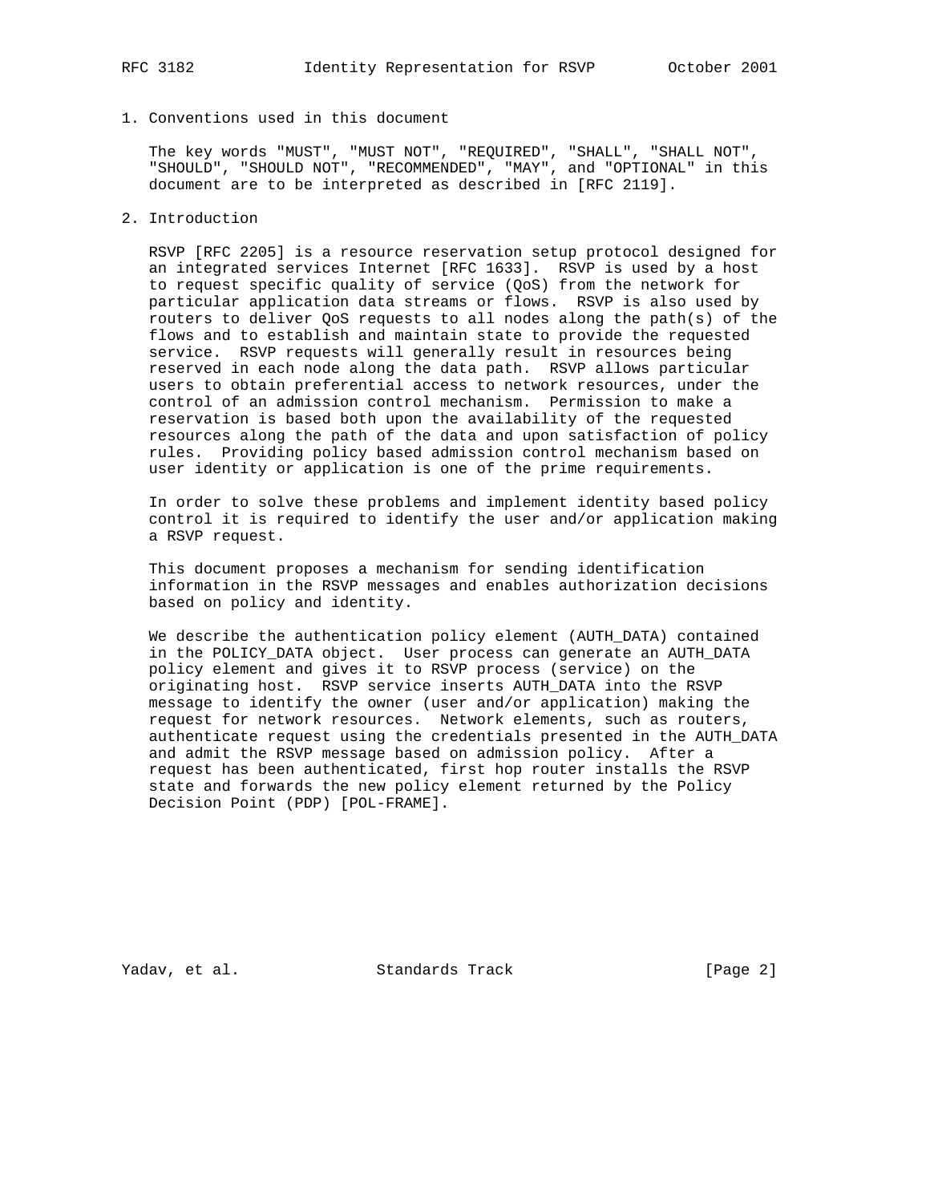## 1. Conventions used in this document

The key words "MUST", "MUST NOT", "REQUIRED", "SHALL", "SHALL NOT", "SHOULD", "SHOULD NOT", "RECOMMENDED", "MAY", and "OPTIONAL" in this document are to be interpreted as described in [RFC 2119].

## 2. Introduction

RSVP [RFC 2205] is a resource reservation setup protocol designed for an integrated services Internet [RFC 1633]. RSVP is used by a host to request specific quality of service (QoS) from the network for particular application data streams or flows. RSVP is also used by routers to deliver QoS requests to all nodes along the path(s) of the flows and to establish and maintain state to provide the requested service. RSVP requests will generally result in resources being reserved in each node along the data path. RSVP allows particular users to obtain preferential access to network resources, under the control of an admission control mechanism. Permission to make a reservation is based both upon the availability of the requested resources along the path of the data and upon satisfaction of policy rules. Providing policy based admission control mechanism based on user identity or application is one of the prime requirements.

In order to solve these problems and implement identity based policy control it is required to identify the user and/or application making a RSVP request.

This document proposes a mechanism for sending identification information in the RSVP messages and enables authorization decisions based on policy and identity.

We describe the authentication policy element (AUTH_DATA) contained in the POLICY_DATA object. User process can generate an AUTH_DATA policy element and gives it to RSVP process (service) on the originating host. RSVP service inserts AUTH_DATA into the RSVP message to identify the owner (user and/or application) making the request for network resources. Network elements, such as routers, authenticate request using the credentials presented in the AUTH_DATA and admit the RSVP message based on admission policy. After a request has been authenticated, first hop router installs the RSVP state and forwards the new policy element returned by the Policy Decision Point (PDP) [POL-FRAME].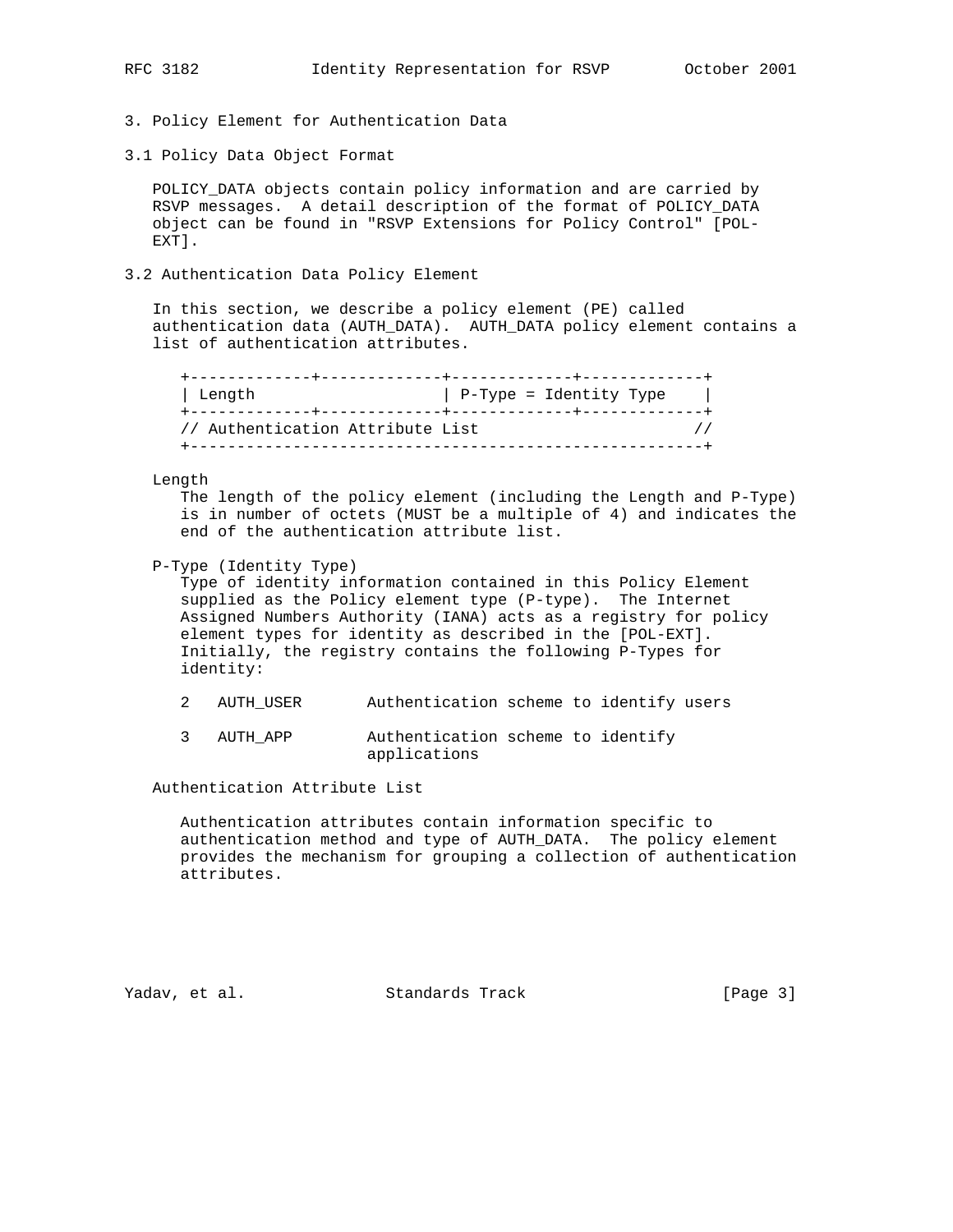## 3. Policy Element for Authentication Data

### 3.1 Policy Data Object Format

POLICY_DATA objects contain policy information and are carried by RSVP messages. A detail description of the format of POLICY_DATA object can be found in "RSVP Extensions for Policy Control" [POL-EXT].

### 3.2 Authentication Data Policy Element

In this section, we describe a policy element (PE) called authentication data (AUTH_DATA). AUTH_DATA policy element contains a list of authentication attributes.

```
+-------------+-------------+-------------+-------------+
| Length                    | P-Type = Identity Type    |
+-------------+-------------+-------------+-------------+
// Authentication Attribute List                       //
+-------------------------------------------------------+
```

Length
   The length of the policy element (including the Length and P-Type) is in number of octets (MUST be a multiple of 4) and indicates the end of the authentication attribute list.

P-Type (Identity Type)
   Type of identity information contained in this Policy Element supplied as the Policy element type (P-type). The Internet Assigned Numbers Authority (IANA) acts as a registry for policy element types for identity as described in the [POL-EXT]. Initially, the registry contains the following P-Types for identity:

```
2   AUTH_USER       Authentication scheme to identify users

3   AUTH_APP        Authentication scheme to identify
                    applications
```

Authentication Attribute List

   Authentication attributes contain information specific to authentication method and type of AUTH_DATA. The policy element provides the mechanism for grouping a collection of authentication attributes.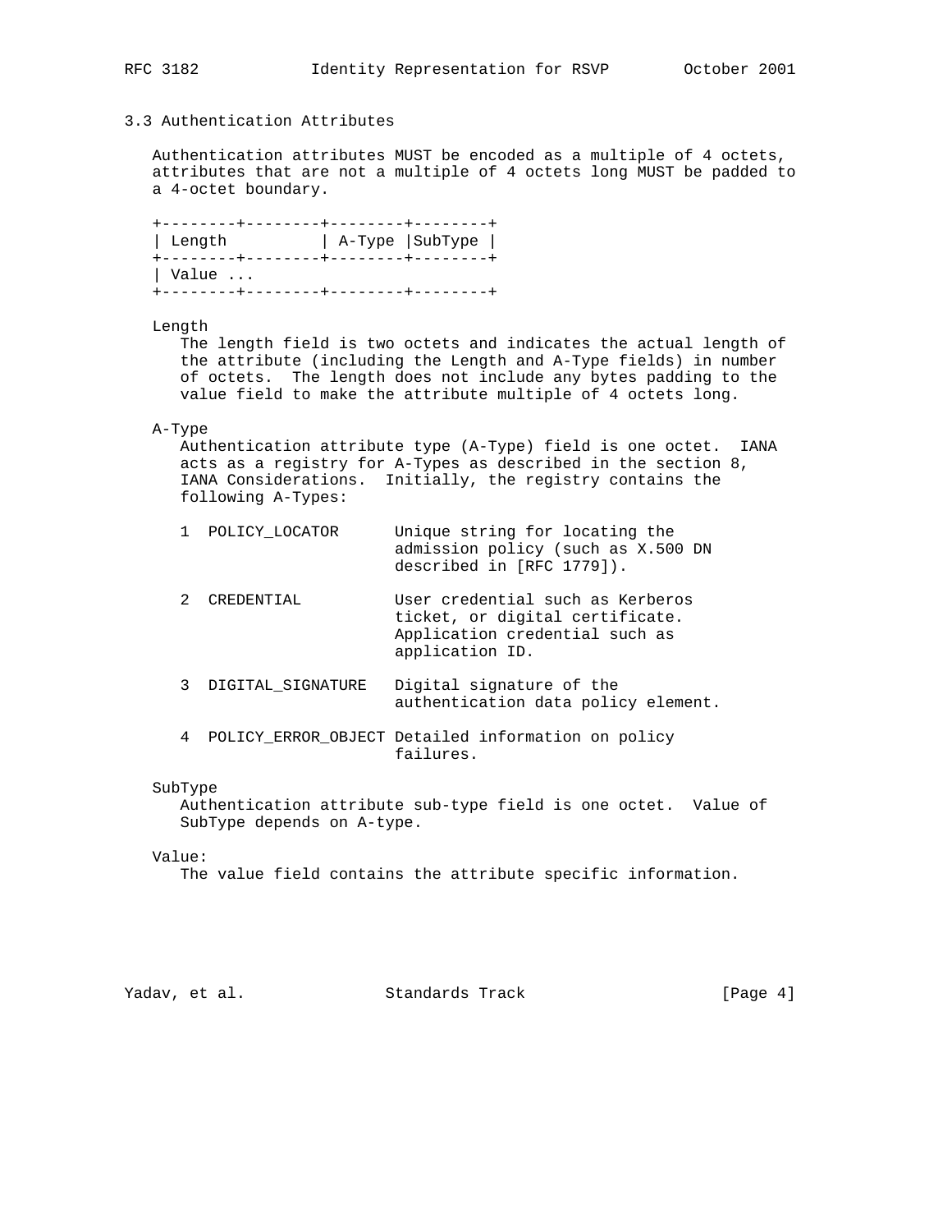### 3.3 Authentication Attributes

Authentication attributes MUST be encoded as a multiple of 4 octets, attributes that are not a multiple of 4 octets long MUST be padded to a 4-octet boundary.

```
+--------+--------+--------+--------+
| Length          | A-Type |SubType |
+--------+--------+--------+--------+
| Value ...
+--------+--------+--------+--------+
```

Length
: The length field is two octets and indicates the actual length of the attribute (including the Length and A-Type fields) in number of octets. The length does not include any bytes padding to the value field to make the attribute multiple of 4 octets long.

A-Type
: Authentication attribute type (A-Type) field is one octet. IANA acts as a registry for A-Types as described in the section 8, IANA Considerations. Initially, the registry contains the following A-Types:

```
1  POLICY_LOCATOR      Unique string for locating the
                       admission policy (such as X.500 DN
                       described in [RFC 1779]).

2  CREDENTIAL          User credential such as Kerberos
                       ticket, or digital certificate.
                       Application credential such as
                       application ID.

3  DIGITAL_SIGNATURE   Digital signature of the
                       authentication data policy element.

4  POLICY_ERROR_OBJECT Detailed information on policy
                       failures.
```

SubType
: Authentication attribute sub-type field is one octet. Value of SubType depends on A-type.

Value:
: The value field contains the attribute specific information.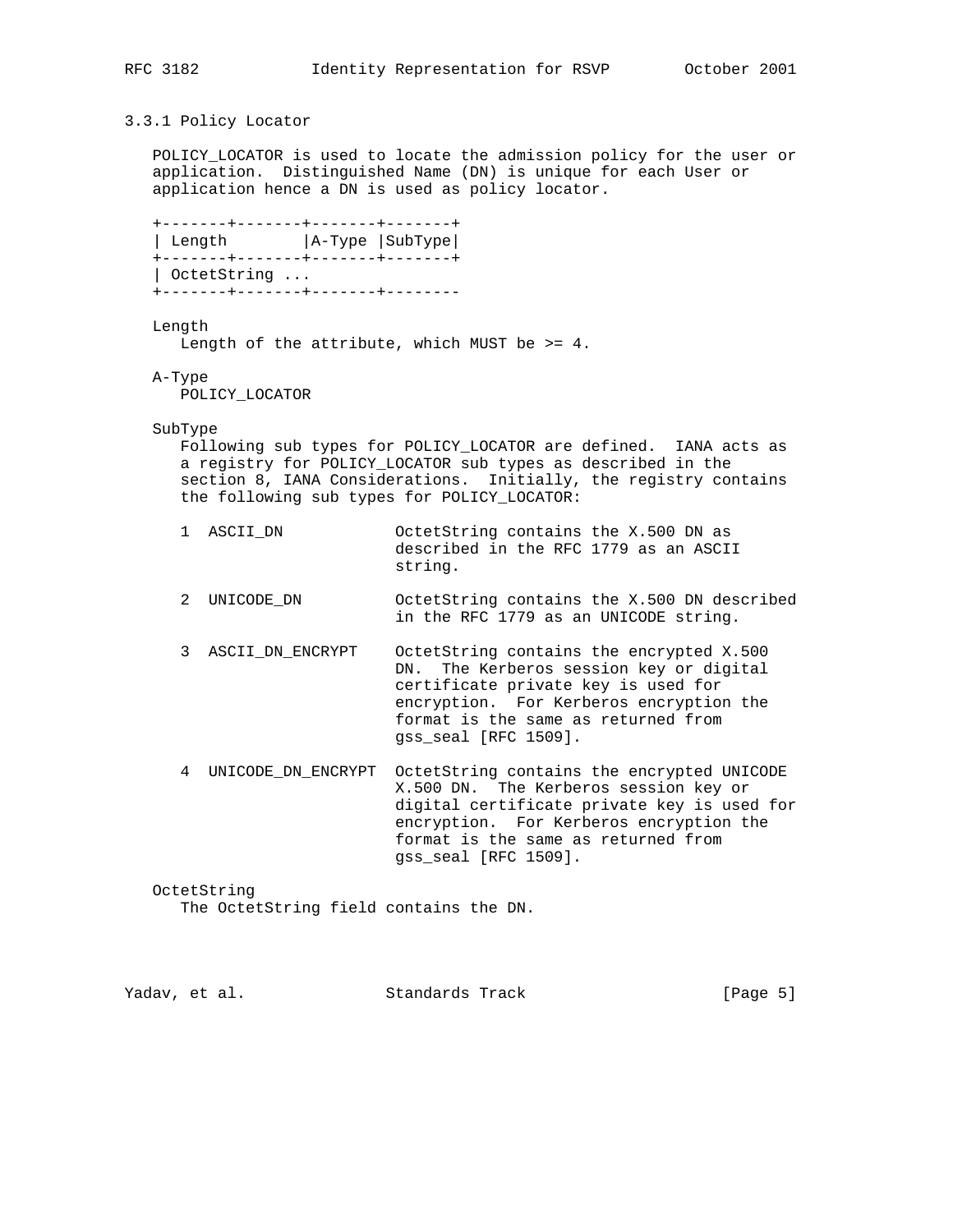### 3.3.1 Policy Locator

POLICY_LOCATOR is used to locate the admission policy for the user or application. Distinguished Name (DN) is unique for each User or application hence a DN is used as policy locator.

```
+-------+-------+-------+-------+
| Length        |A-Type |SubType|
+-------+-------+-------+-------+
| OctetString ...
+-------+-------+-------+--------
```

Length
   Length of the attribute, which MUST be >= 4.

A-Type
   POLICY_LOCATOR

SubType
   Following sub types for POLICY_LOCATOR are defined. IANA acts as a registry for POLICY_LOCATOR sub types as described in the section 8, IANA Considerations. Initially, the registry contains the following sub types for POLICY_LOCATOR:

```
1  ASCII_DN            OctetString contains the X.500 DN as
                       described in the RFC 1779 as an ASCII
                       string.

2  UNICODE_DN          OctetString contains the X.500 DN described
                       in the RFC 1779 as an UNICODE string.

3  ASCII_DN_ENCRYPT    OctetString contains the encrypted X.500
                       DN.  The Kerberos session key or digital
                       certificate private key is used for
                       encryption.  For Kerberos encryption the
                       format is the same as returned from
                       gss_seal [RFC 1509].

4  UNICODE_DN_ENCRYPT  OctetString contains the encrypted UNICODE
                       X.500 DN.  The Kerberos session key or
                       digital certificate private key is used for
                       encryption.  For Kerberos encryption the
                       format is the same as returned from
                       gss_seal [RFC 1509].
```

OctetString
   The OctetString field contains the DN.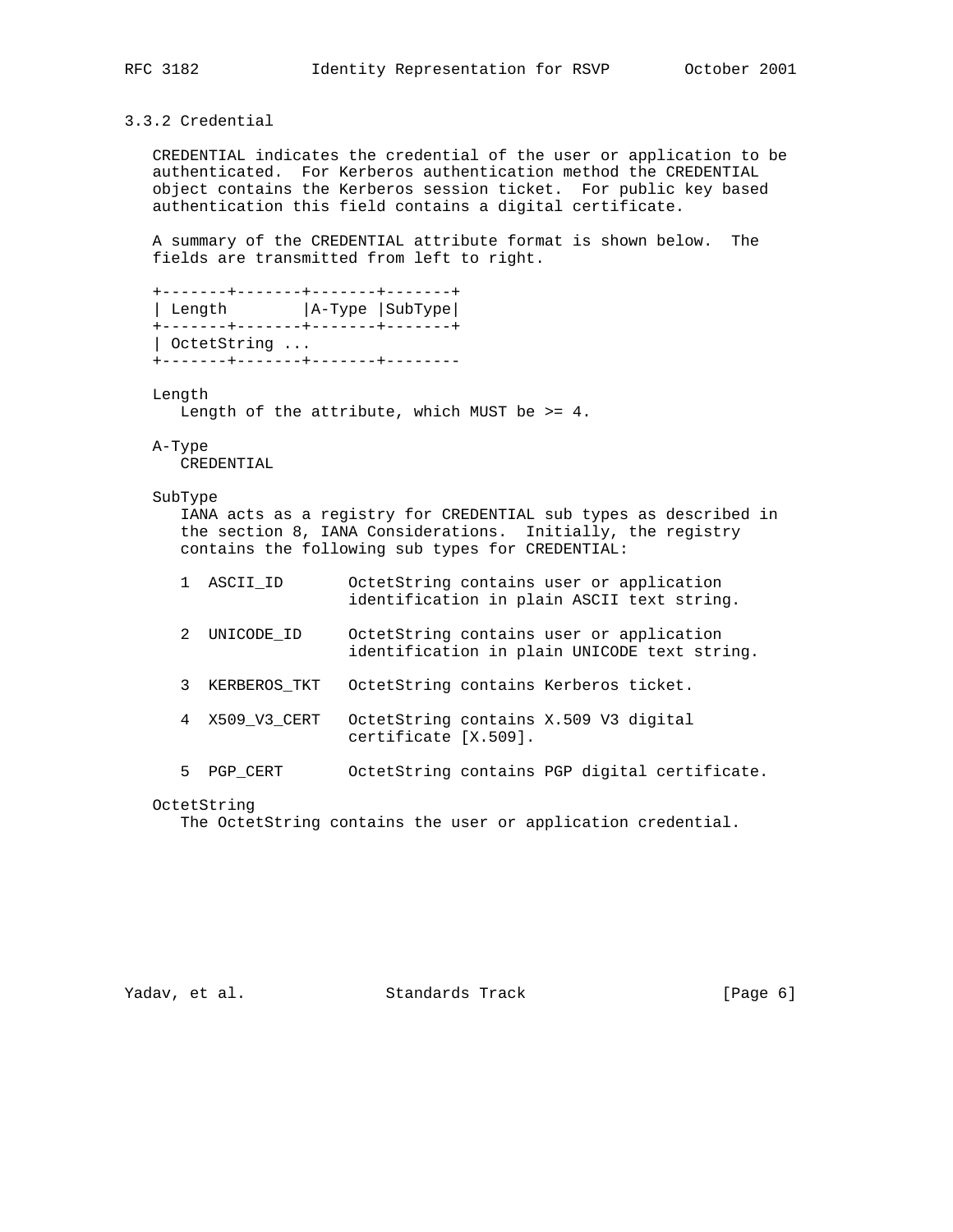### 3.3.2 Credential

CREDENTIAL indicates the credential of the user or application to be authenticated. For Kerberos authentication method the CREDENTIAL object contains the Kerberos session ticket. For public key based authentication this field contains a digital certificate.

A summary of the CREDENTIAL attribute format is shown below. The fields are transmitted from left to right.

```
+-------+-------+-------+-------+
| Length        |A-Type |SubType|
+-------+-------+-------+-------+
| OctetString ...
+-------+-------+-------+--------
```

Length
   Length of the attribute, which MUST be >= 4.

A-Type
   CREDENTIAL

SubType
   IANA acts as a registry for CREDENTIAL sub types as described in the section 8, IANA Considerations. Initially, the registry contains the following sub types for CREDENTIAL:

```
1  ASCII_ID       OctetString contains user or application
                  identification in plain ASCII text string.

2  UNICODE_ID     OctetString contains user or application
                  identification in plain UNICODE text string.

3  KERBEROS_TKT   OctetString contains Kerberos ticket.

4  X509_V3_CERT   OctetString contains X.509 V3 digital
                  certificate [X.509].

5  PGP_CERT       OctetString contains PGP digital certificate.
```

OctetString
   The OctetString contains the user or application credential.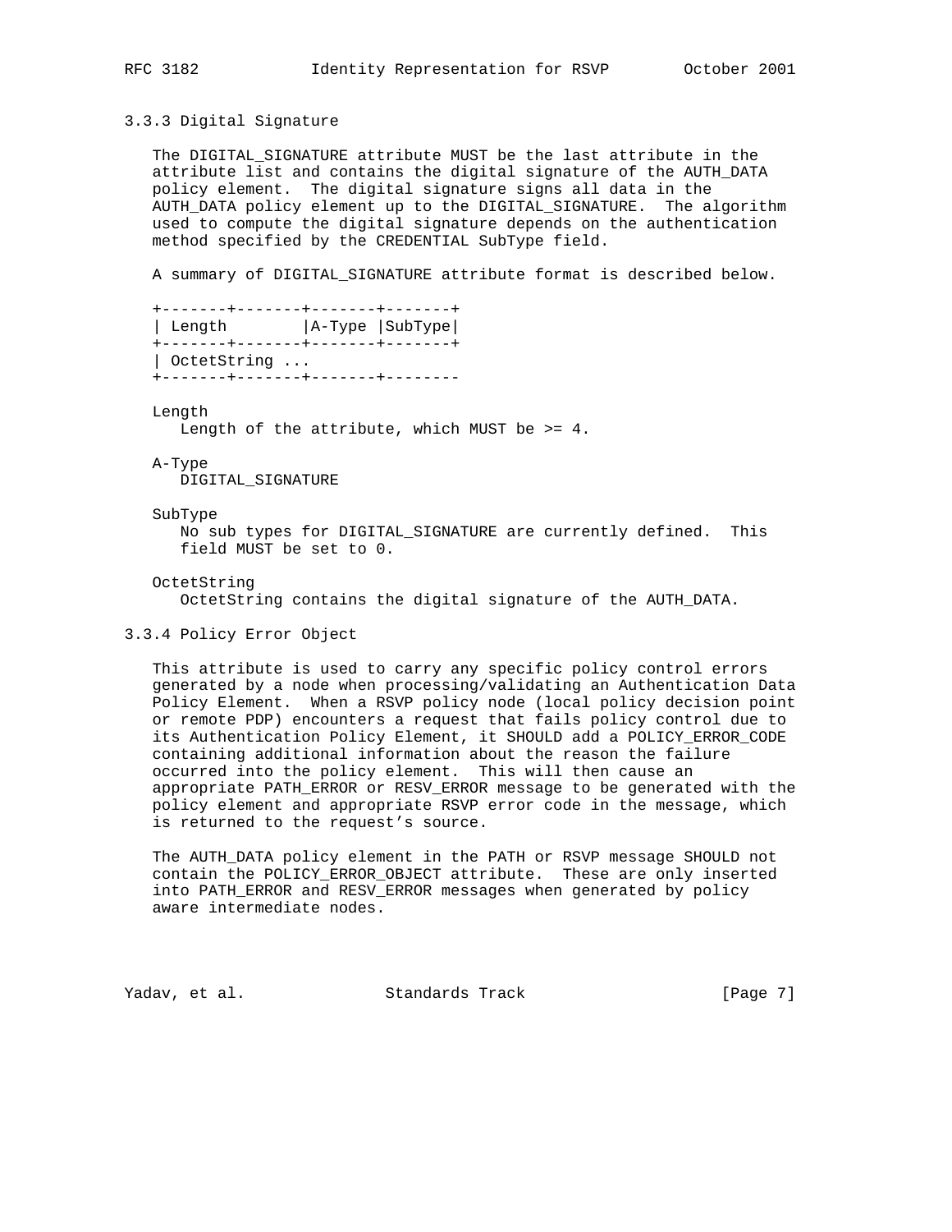### 3.3.3 Digital Signature

The DIGITAL_SIGNATURE attribute MUST be the last attribute in the attribute list and contains the digital signature of the AUTH_DATA policy element. The digital signature signs all data in the AUTH_DATA policy element up to the DIGITAL_SIGNATURE. The algorithm used to compute the digital signature depends on the authentication method specified by the CREDENTIAL SubType field.

A summary of DIGITAL_SIGNATURE attribute format is described below.

```
+-------+-------+-------+-------+
| Length        |A-Type |SubType|
+-------+-------+-------+-------+
| OctetString ...
+-------+-------+-------+--------
```

Length
   Length of the attribute, which MUST be >= 4.

A-Type
   DIGITAL_SIGNATURE

SubType
   No sub types for DIGITAL_SIGNATURE are currently defined. This field MUST be set to 0.

OctetString
   OctetString contains the digital signature of the AUTH_DATA.

### 3.3.4 Policy Error Object

This attribute is used to carry any specific policy control errors generated by a node when processing/validating an Authentication Data Policy Element. When a RSVP policy node (local policy decision point or remote PDP) encounters a request that fails policy control due to its Authentication Policy Element, it SHOULD add a POLICY_ERROR_CODE containing additional information about the reason the failure occurred into the policy element. This will then cause an appropriate PATH_ERROR or RESV_ERROR message to be generated with the policy element and appropriate RSVP error code in the message, which is returned to the request's source.

The AUTH_DATA policy element in the PATH or RSVP message SHOULD not contain the POLICY_ERROR_OBJECT attribute. These are only inserted into PATH_ERROR and RESV_ERROR messages when generated by policy aware intermediate nodes.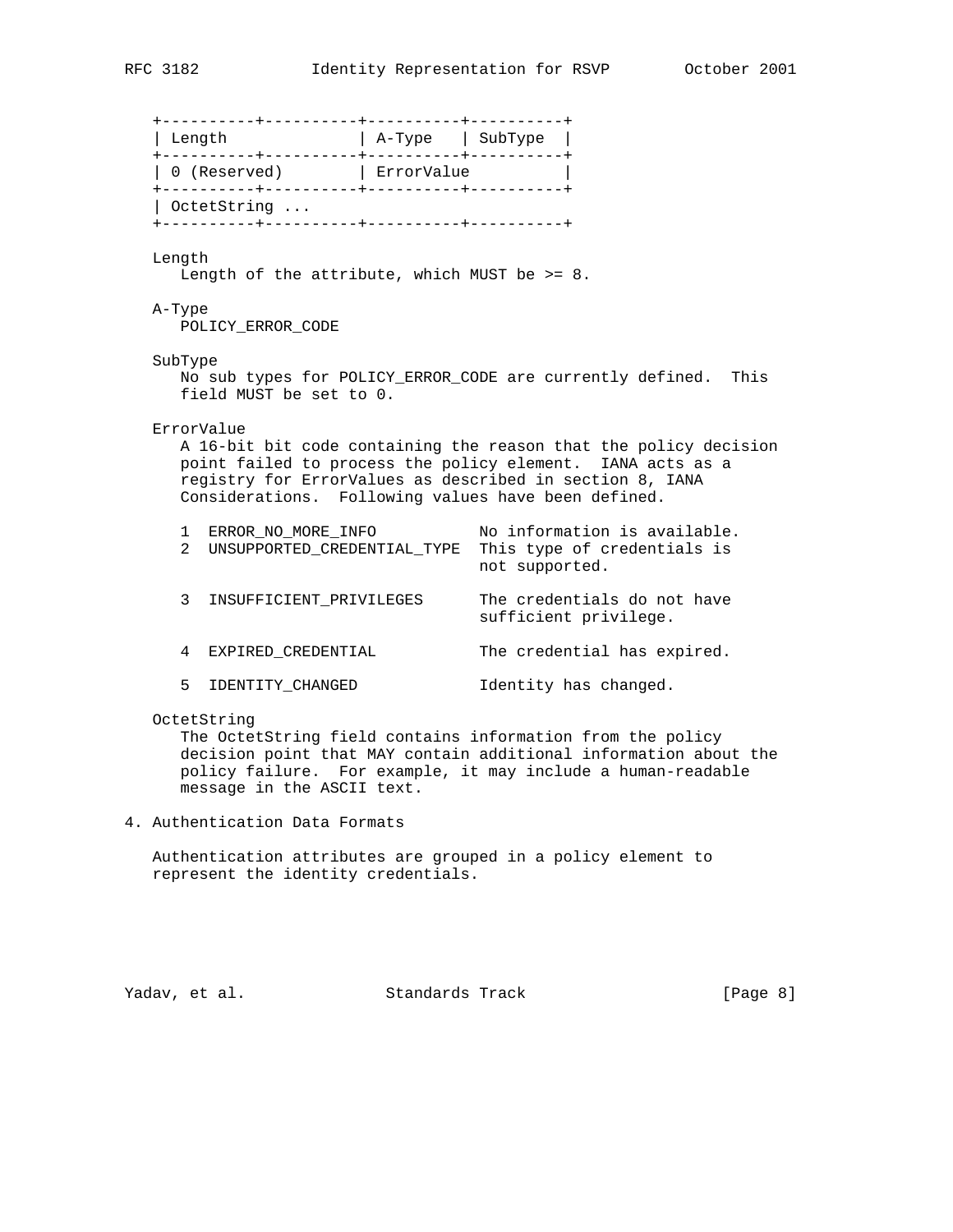```
+----------+----------+----------+----------+
| Length              | A-Type   | SubType  |
+----------+----------+----------+----------+
| 0 (Reserved)        | ErrorValue          |
+----------+----------+----------+----------+
| OctetString ...
+----------+----------+----------+----------+
```

Length
   Length of the attribute, which MUST be >= 8.

A-Type
   POLICY_ERROR_CODE

SubType
   No sub types for POLICY_ERROR_CODE are currently defined. This field MUST be set to 0.

ErrorValue
   A 16-bit bit code containing the reason that the policy decision point failed to process the policy element. IANA acts as a registry for ErrorValues as described in section 8, IANA Considerations. Following values have been defined.

```
1  ERROR_NO_MORE_INFO           No information is available.
2  UNSUPPORTED_CREDENTIAL_TYPE  This type of credentials is
                                not supported.

3  INSUFFICIENT_PRIVILEGES      The credentials do not have
                                sufficient privilege.

4  EXPIRED_CREDENTIAL           The credential has expired.

5  IDENTITY_CHANGED             Identity has changed.
```

OctetString
   The OctetString field contains information from the policy decision point that MAY contain additional information about the policy failure. For example, it may include a human-readable message in the ASCII text.

## 4. Authentication Data Formats

Authentication attributes are grouped in a policy element to represent the identity credentials.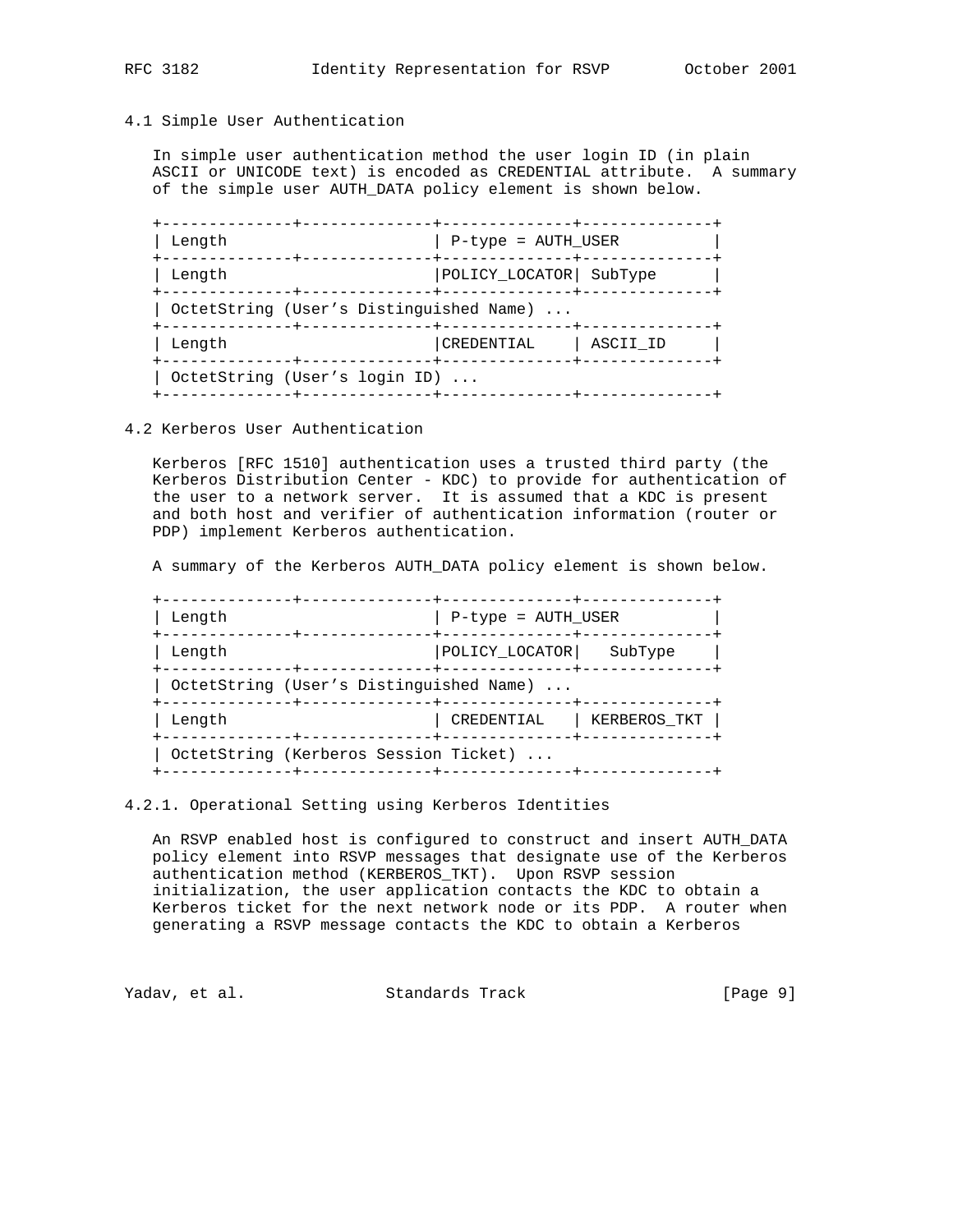### 4.1 Simple User Authentication

In simple user authentication method the user login ID (in plain ASCII or UNICODE text) is encoded as CREDENTIAL attribute. A summary of the simple user AUTH_DATA policy element is shown below.

```
+--------------+--------------+--------------+--------------+
| Length                      | P-type = AUTH_USER          |
+--------------+--------------+--------------+--------------+
| Length                      |POLICY_LOCATOR| SubType      |
+--------------+--------------+--------------+--------------+
| OctetString (User's Distinguished Name) ...
+--------------+--------------+--------------+--------------+
| Length                      |CREDENTIAL    | ASCII_ID     |
+--------------+--------------+--------------+--------------+
| OctetString (User's login ID) ...
+--------------+--------------+--------------+--------------+
```

### 4.2 Kerberos User Authentication

Kerberos [RFC 1510] authentication uses a trusted third party (the Kerberos Distribution Center - KDC) to provide for authentication of the user to a network server. It is assumed that a KDC is present and both host and verifier of authentication information (router or PDP) implement Kerberos authentication.

A summary of the Kerberos AUTH_DATA policy element is shown below.

```
+--------------+--------------+--------------+--------------+
| Length                      | P-type = AUTH_USER          |
+--------------+--------------+--------------+--------------+
| Length                      |POLICY_LOCATOR|   SubType    |
+--------------+--------------+--------------+--------------+
| OctetString (User's Distinguished Name) ...
+--------------+--------------+--------------+--------------+
| Length                      | CREDENTIAL   | KERBEROS_TKT |
+--------------+--------------+--------------+--------------+
| OctetString (Kerberos Session Ticket) ...
+--------------+--------------+--------------+--------------+
```

#### 4.2.1. Operational Setting using Kerberos Identities

An RSVP enabled host is configured to construct and insert AUTH_DATA policy element into RSVP messages that designate use of the Kerberos authentication method (KERBEROS_TKT). Upon RSVP session initialization, the user application contacts the KDC to obtain a Kerberos ticket for the next network node or its PDP. A router when generating a RSVP message contacts the KDC to obtain a Kerberos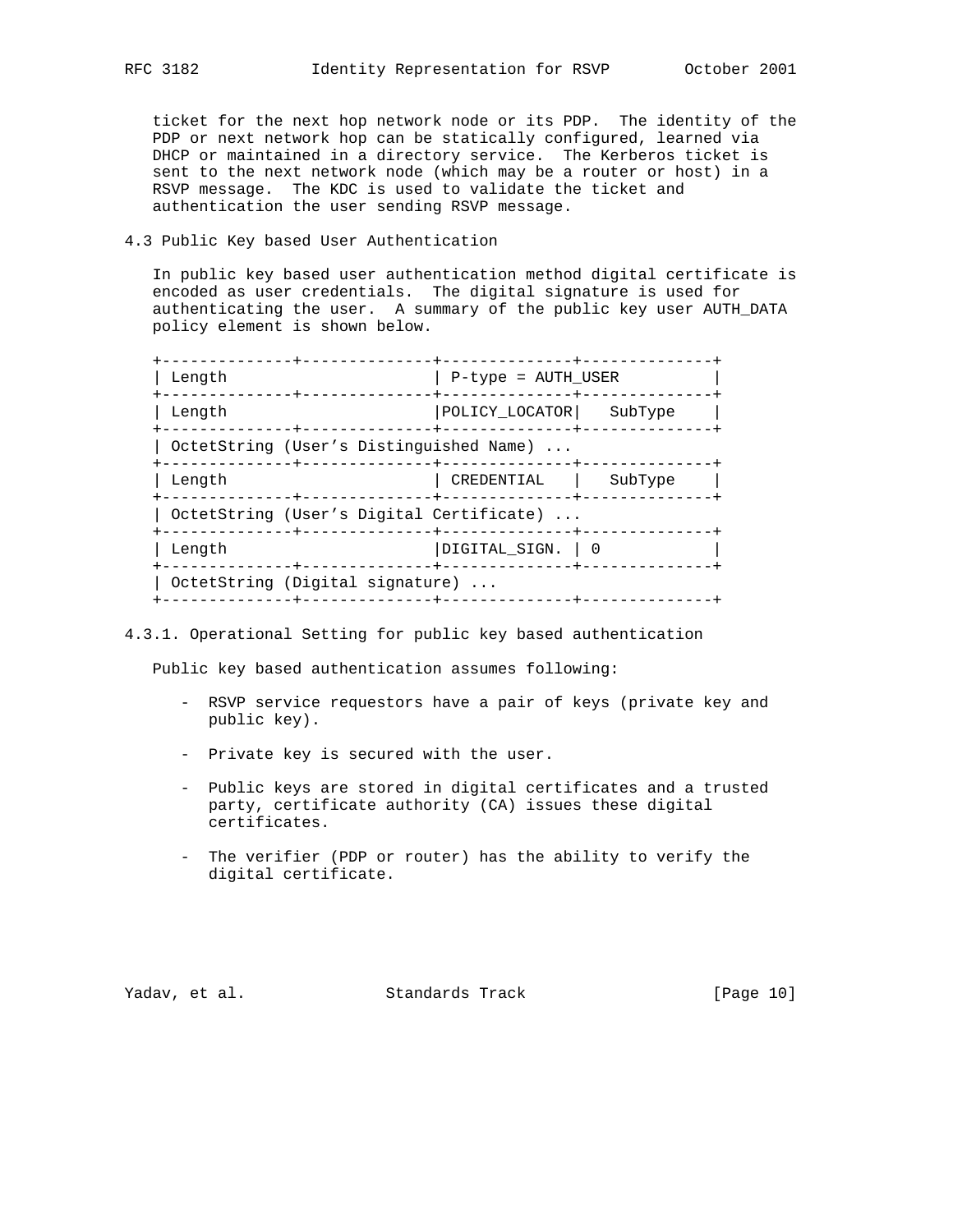ticket for the next hop network node or its PDP. The identity of the PDP or next network hop can be statically configured, learned via DHCP or maintained in a directory service. The Kerberos ticket is sent to the next network node (which may be a router or host) in a RSVP message. The KDC is used to validate the ticket and authentication the user sending RSVP message.

### 4.3 Public Key based User Authentication

In public key based user authentication method digital certificate is encoded as user credentials. The digital signature is used for authenticating the user. A summary of the public key user AUTH_DATA policy element is shown below.

```
+--------------+--------------+--------------+--------------+
| Length                      | P-type = AUTH_USER          |
+--------------+--------------+--------------+--------------+
| Length                      |POLICY_LOCATOR|   SubType    |
+--------------+--------------+--------------+--------------+
| OctetString (User's Distinguished Name) ...
+--------------+--------------+--------------+--------------+
| Length                      | CREDENTIAL   |   SubType    |
+--------------+--------------+--------------+--------------+
| OctetString (User's Digital Certificate) ...
+--------------+--------------+--------------+--------------+
| Length                      |DIGITAL_SIGN. | 0            |
+--------------+--------------+--------------+--------------+
| OctetString (Digital signature) ...
+--------------+--------------+--------------+--------------+
```

#### 4.3.1. Operational Setting for public key based authentication

Public key based authentication assumes following:

- RSVP service requestors have a pair of keys (private key and public key).
- Private key is secured with the user.
- Public keys are stored in digital certificates and a trusted party, certificate authority (CA) issues these digital certificates.
- The verifier (PDP or router) has the ability to verify the digital certificate.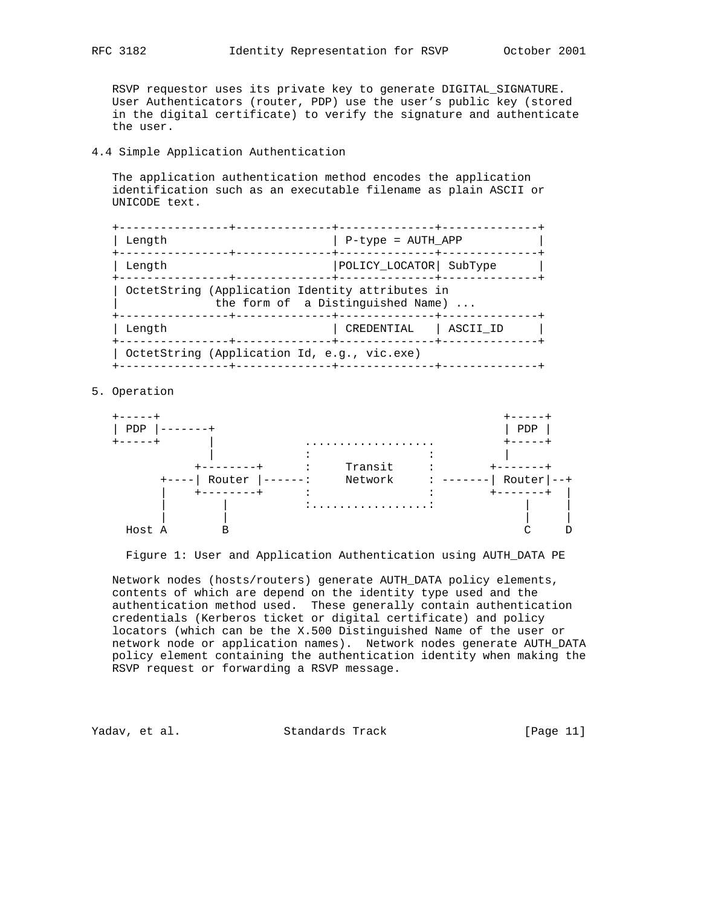RSVP requestor uses its private key to generate DIGITAL_SIGNATURE. User Authenticators (router, PDP) use the user's public key (stored in the digital certificate) to verify the signature and authenticate the user.

### 4.4 Simple Application Authentication

The application authentication method encodes the application identification such as an executable filename as plain ASCII or UNICODE text.

```
+----------------+--------------+--------------+--------------+
| Length                        | P-type = AUTH_APP           |
+----------------+--------------+--------------+--------------+
| Length                        |POLICY_LOCATOR| SubType      |
+----------------+--------------+--------------+--------------+
| OctetString (Application Identity attributes in
|             the form of  a Distinguished Name) ...
+----------------+--------------+--------------+--------------+
| Length                        | CREDENTIAL   | ASCII_ID     |
+----------------+--------------+--------------+--------------+
| OctetString (Application Id, e.g., vic.exe)
+----------------+--------------+--------------+--------------+
```

## 5. Operation

```
+-----+                                                +-----+
| PDP |-------+                                        | PDP |
+-----+       |           ...................          +-----+
              |           :                 :            |
           +--------+     :     Transit     :        +-------+
      +----| Router |------:     Network     : -------| Router|--+
      |    +--------+     :                 :        +-------+  |
      |        |          :.................:            |      |
      |        |                                         |      |
  Host A       B                                         C      D
```

Figure 1: User and Application Authentication using AUTH_DATA PE

Network nodes (hosts/routers) generate AUTH_DATA policy elements, contents of which are depend on the identity type used and the authentication method used. These generally contain authentication credentials (Kerberos ticket or digital certificate) and policy locators (which can be the X.500 Distinguished Name of the user or network node or application names). Network nodes generate AUTH_DATA policy element containing the authentication identity when making the RSVP request or forwarding a RSVP message.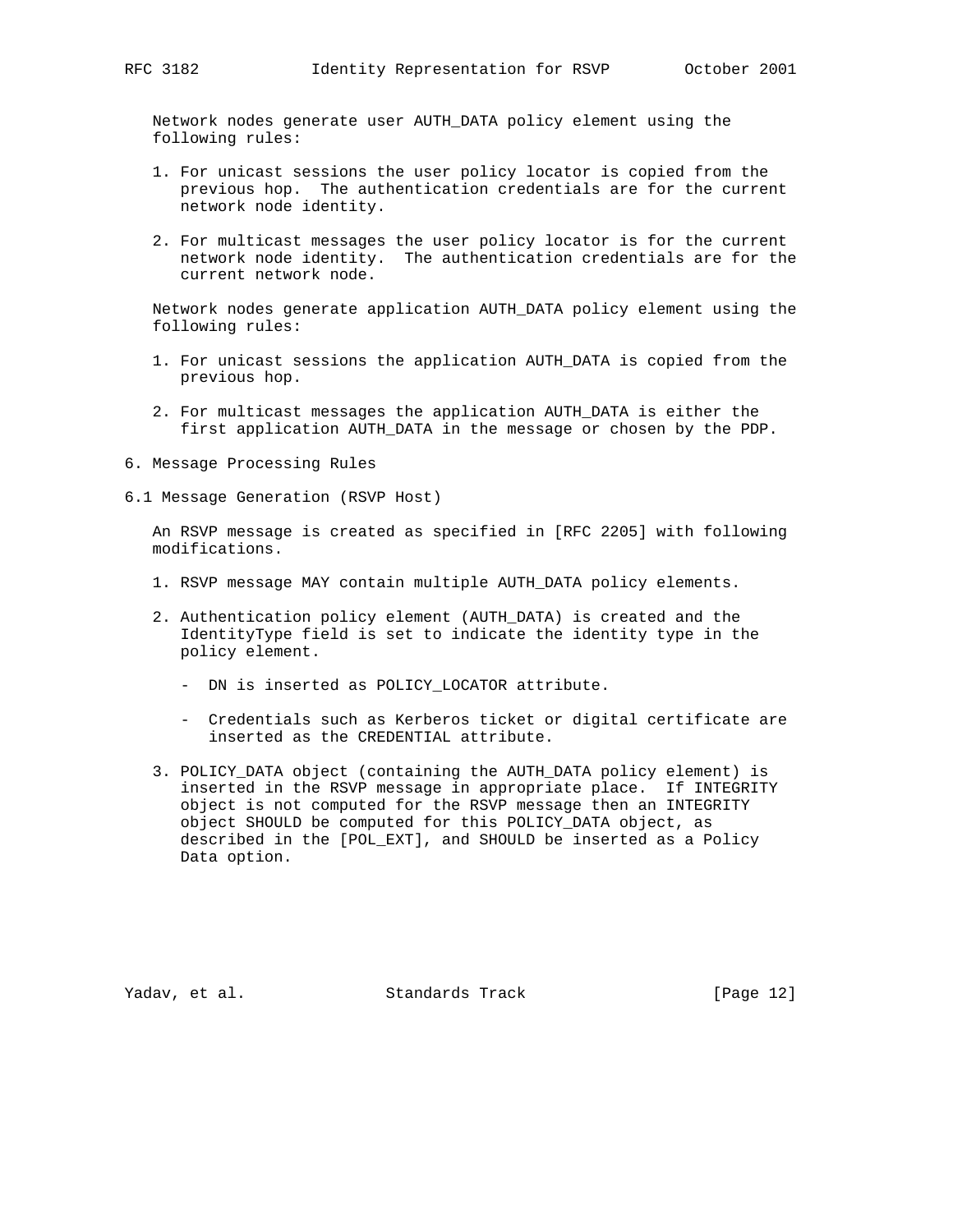Network nodes generate user AUTH_DATA policy element using the following rules:

1. For unicast sessions the user policy locator is copied from the previous hop. The authentication credentials are for the current network node identity.

2. For multicast messages the user policy locator is for the current network node identity. The authentication credentials are for the current network node.

Network nodes generate application AUTH_DATA policy element using the following rules:

1. For unicast sessions the application AUTH_DATA is copied from the previous hop.

2. For multicast messages the application AUTH_DATA is either the first application AUTH_DATA in the message or chosen by the PDP.

## 6. Message Processing Rules

### 6.1 Message Generation (RSVP Host)

An RSVP message is created as specified in [RFC 2205] with following modifications.

1. RSVP message MAY contain multiple AUTH_DATA policy elements.

2. Authentication policy element (AUTH_DATA) is created and the IdentityType field is set to indicate the identity type in the policy element.

   - DN is inserted as POLICY_LOCATOR attribute.

   - Credentials such as Kerberos ticket or digital certificate are inserted as the CREDENTIAL attribute.

3. POLICY_DATA object (containing the AUTH_DATA policy element) is inserted in the RSVP message in appropriate place. If INTEGRITY object is not computed for the RSVP message then an INTEGRITY object SHOULD be computed for this POLICY_DATA object, as described in the [POL_EXT], and SHOULD be inserted as a Policy Data option.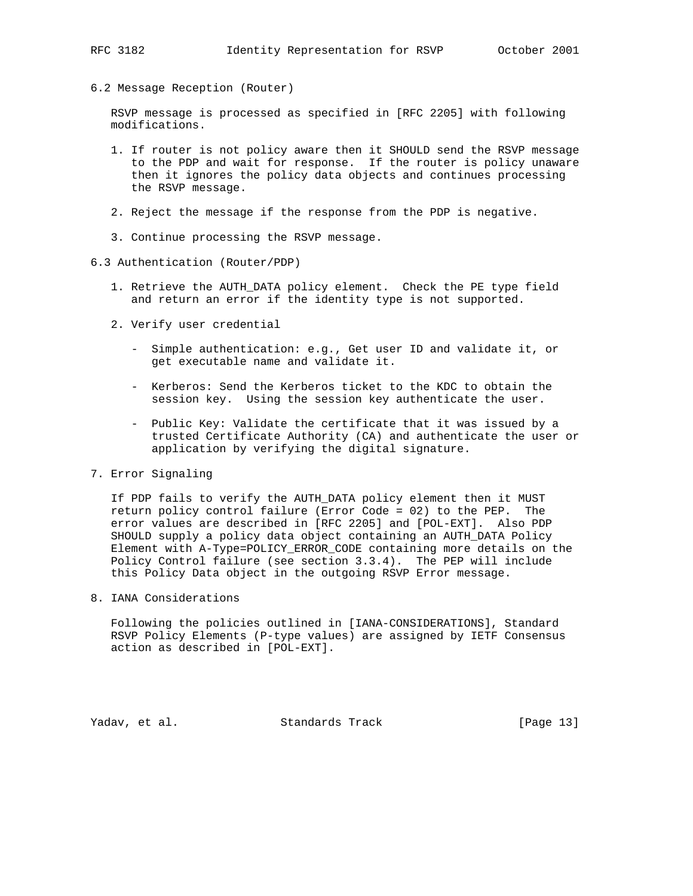### 6.2 Message Reception (Router)

RSVP message is processed as specified in [RFC 2205] with following modifications.

1. If router is not policy aware then it SHOULD send the RSVP message to the PDP and wait for response. If the router is policy unaware then it ignores the policy data objects and continues processing the RSVP message.

2. Reject the message if the response from the PDP is negative.

3. Continue processing the RSVP message.

### 6.3 Authentication (Router/PDP)

1. Retrieve the AUTH_DATA policy element. Check the PE type field and return an error if the identity type is not supported.

2. Verify user credential

   - Simple authentication: e.g., Get user ID and validate it, or get executable name and validate it.

   - Kerberos: Send the Kerberos ticket to the KDC to obtain the session key. Using the session key authenticate the user.

   - Public Key: Validate the certificate that it was issued by a trusted Certificate Authority (CA) and authenticate the user or application by verifying the digital signature.

## 7. Error Signaling

If PDP fails to verify the AUTH_DATA policy element then it MUST return policy control failure (Error Code = 02) to the PEP. The error values are described in [RFC 2205] and [POL-EXT]. Also PDP SHOULD supply a policy data object containing an AUTH_DATA Policy Element with A-Type=POLICY_ERROR_CODE containing more details on the Policy Control failure (see section 3.3.4). The PEP will include this Policy Data object in the outgoing RSVP Error message.

## 8. IANA Considerations

Following the policies outlined in [IANA-CONSIDERATIONS], Standard RSVP Policy Elements (P-type values) are assigned by IETF Consensus action as described in [POL-EXT].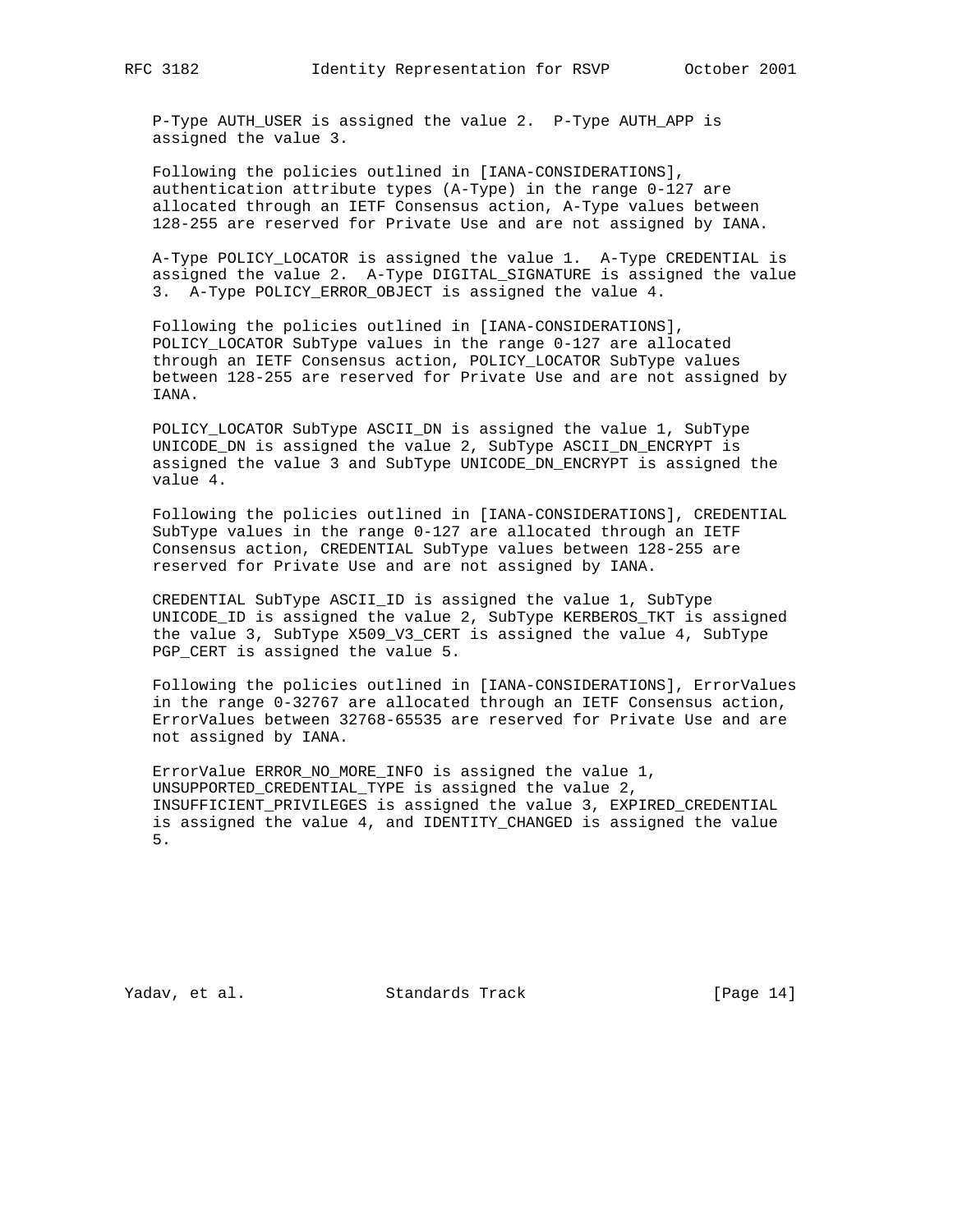P-Type AUTH_USER is assigned the value 2. P-Type AUTH_APP is assigned the value 3.

Following the policies outlined in [IANA-CONSIDERATIONS], authentication attribute types (A-Type) in the range 0-127 are allocated through an IETF Consensus action, A-Type values between 128-255 are reserved for Private Use and are not assigned by IANA.

A-Type POLICY_LOCATOR is assigned the value 1. A-Type CREDENTIAL is assigned the value 2. A-Type DIGITAL_SIGNATURE is assigned the value 3. A-Type POLICY_ERROR_OBJECT is assigned the value 4.

Following the policies outlined in [IANA-CONSIDERATIONS], POLICY_LOCATOR SubType values in the range 0-127 are allocated through an IETF Consensus action, POLICY_LOCATOR SubType values between 128-255 are reserved for Private Use and are not assigned by IANA.

POLICY_LOCATOR SubType ASCII_DN is assigned the value 1, SubType UNICODE_DN is assigned the value 2, SubType ASCII_DN_ENCRYPT is assigned the value 3 and SubType UNICODE_DN_ENCRYPT is assigned the value 4.

Following the policies outlined in [IANA-CONSIDERATIONS], CREDENTIAL SubType values in the range 0-127 are allocated through an IETF Consensus action, CREDENTIAL SubType values between 128-255 are reserved for Private Use and are not assigned by IANA.

CREDENTIAL SubType ASCII_ID is assigned the value 1, SubType UNICODE_ID is assigned the value 2, SubType KERBEROS_TKT is assigned the value 3, SubType X509_V3_CERT is assigned the value 4, SubType PGP_CERT is assigned the value 5.

Following the policies outlined in [IANA-CONSIDERATIONS], ErrorValues in the range 0-32767 are allocated through an IETF Consensus action, ErrorValues between 32768-65535 are reserved for Private Use and are not assigned by IANA.

ErrorValue ERROR_NO_MORE_INFO is assigned the value 1, UNSUPPORTED_CREDENTIAL_TYPE is assigned the value 2, INSUFFICIENT_PRIVILEGES is assigned the value 3, EXPIRED_CREDENTIAL is assigned the value 4, and IDENTITY_CHANGED is assigned the value 5.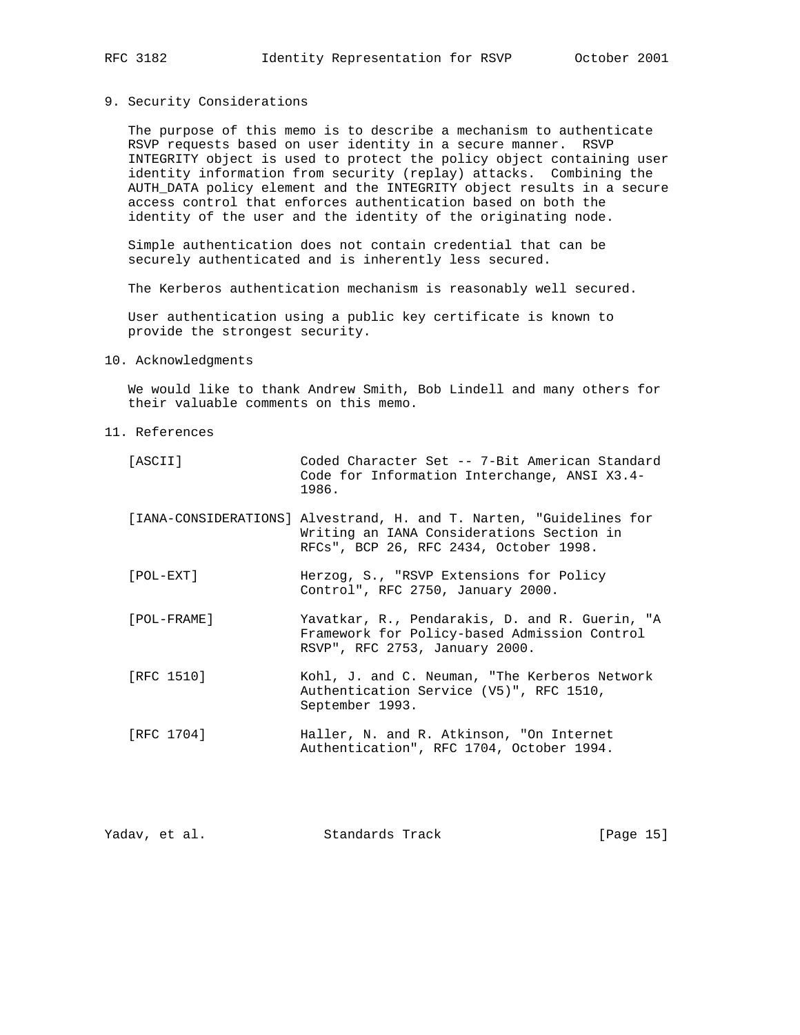## 9. Security Considerations

The purpose of this memo is to describe a mechanism to authenticate RSVP requests based on user identity in a secure manner. RSVP INTEGRITY object is used to protect the policy object containing user identity information from security (replay) attacks. Combining the AUTH_DATA policy element and the INTEGRITY object results in a secure access control that enforces authentication based on both the identity of the user and the identity of the originating node.

Simple authentication does not contain credential that can be securely authenticated and is inherently less secured.

The Kerberos authentication mechanism is reasonably well secured.

User authentication using a public key certificate is known to provide the strongest security.

## 10. Acknowledgments

We would like to thank Andrew Smith, Bob Lindell and many others for their valuable comments on this memo.

## 11. References

[ASCII] Coded Character Set -- 7-Bit American Standard Code for Information Interchange, ANSI X3.4-1986.

[IANA-CONSIDERATIONS] Alvestrand, H. and T. Narten, "Guidelines for Writing an IANA Considerations Section in RFCs", BCP 26, RFC 2434, October 1998.

[POL-EXT] Herzog, S., "RSVP Extensions for Policy Control", RFC 2750, January 2000.

[POL-FRAME] Yavatkar, R., Pendarakis, D. and R. Guerin, "A Framework for Policy-based Admission Control RSVP", RFC 2753, January 2000.

[RFC 1510] Kohl, J. and C. Neuman, "The Kerberos Network Authentication Service (V5)", RFC 1510, September 1993.

[RFC 1704] Haller, N. and R. Atkinson, "On Internet Authentication", RFC 1704, October 1994.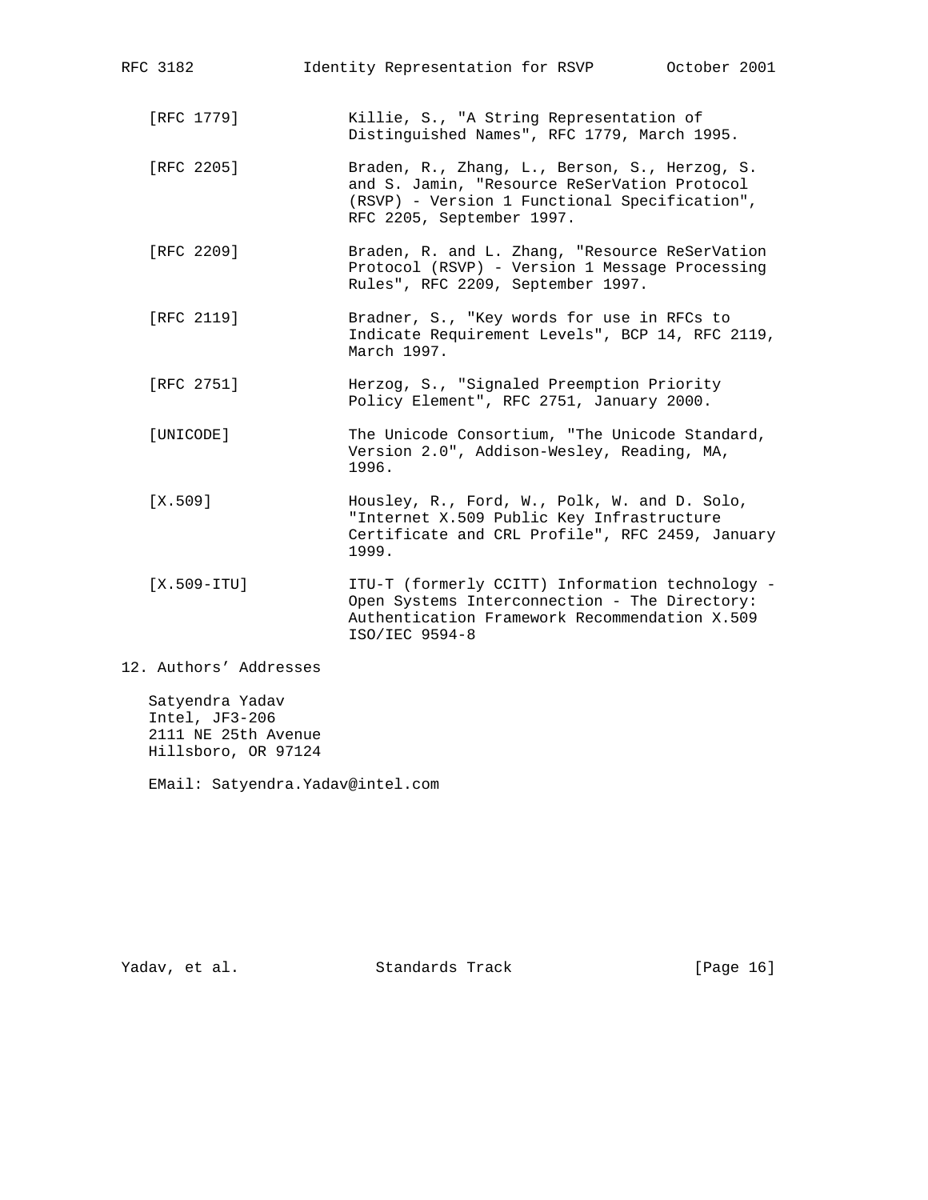[RFC 1779] Killie, S., "A String Representation of Distinguished Names", RFC 1779, March 1995.

[RFC 2205] Braden, R., Zhang, L., Berson, S., Herzog, S. and S. Jamin, "Resource ReSerVation Protocol (RSVP) - Version 1 Functional Specification", RFC 2205, September 1997.

[RFC 2209] Braden, R. and L. Zhang, "Resource ReSerVation Protocol (RSVP) - Version 1 Message Processing Rules", RFC 2209, September 1997.

[RFC 2119] Bradner, S., "Key words for use in RFCs to Indicate Requirement Levels", BCP 14, RFC 2119, March 1997.

[RFC 2751] Herzog, S., "Signaled Preemption Priority Policy Element", RFC 2751, January 2000.

[UNICODE] The Unicode Consortium, "The Unicode Standard, Version 2.0", Addison-Wesley, Reading, MA, 1996.

[X.509] Housley, R., Ford, W., Polk, W. and D. Solo, "Internet X.509 Public Key Infrastructure Certificate and CRL Profile", RFC 2459, January 1999.

[X.509-ITU] ITU-T (formerly CCITT) Information technology - Open Systems Interconnection - The Directory: Authentication Framework Recommendation X.509 ISO/IEC 9594-8

## 12. Authors' Addresses

Satyendra Yadav
Intel, JF3-206
2111 NE 25th Avenue
Hillsboro, OR 97124

EMail: Satyendra.Yadav@intel.com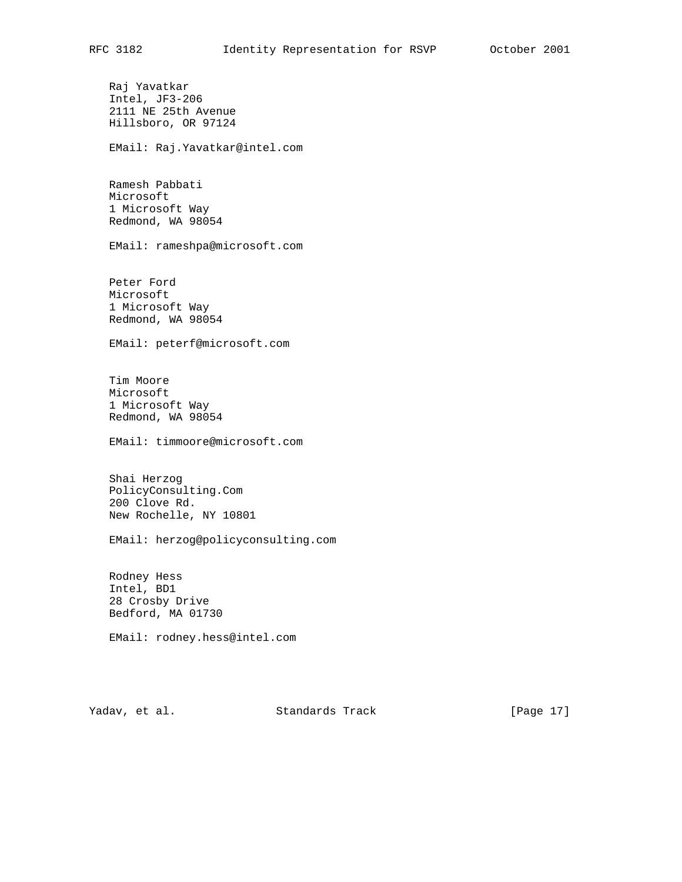Raj Yavatkar
Intel, JF3-206
2111 NE 25th Avenue
Hillsboro, OR 97124

EMail: Raj.Yavatkar@intel.com

Ramesh Pabbati
Microsoft
1 Microsoft Way
Redmond, WA 98054

EMail: rameshpa@microsoft.com

Peter Ford
Microsoft
1 Microsoft Way
Redmond, WA 98054

EMail: peterf@microsoft.com

Tim Moore
Microsoft
1 Microsoft Way
Redmond, WA 98054

EMail: timmoore@microsoft.com

Shai Herzog
PolicyConsulting.Com
200 Clove Rd.
New Rochelle, NY 10801

EMail: herzog@policyconsulting.com

Rodney Hess
Intel, BD1
28 Crosby Drive
Bedford, MA 01730

EMail: rodney.hess@intel.com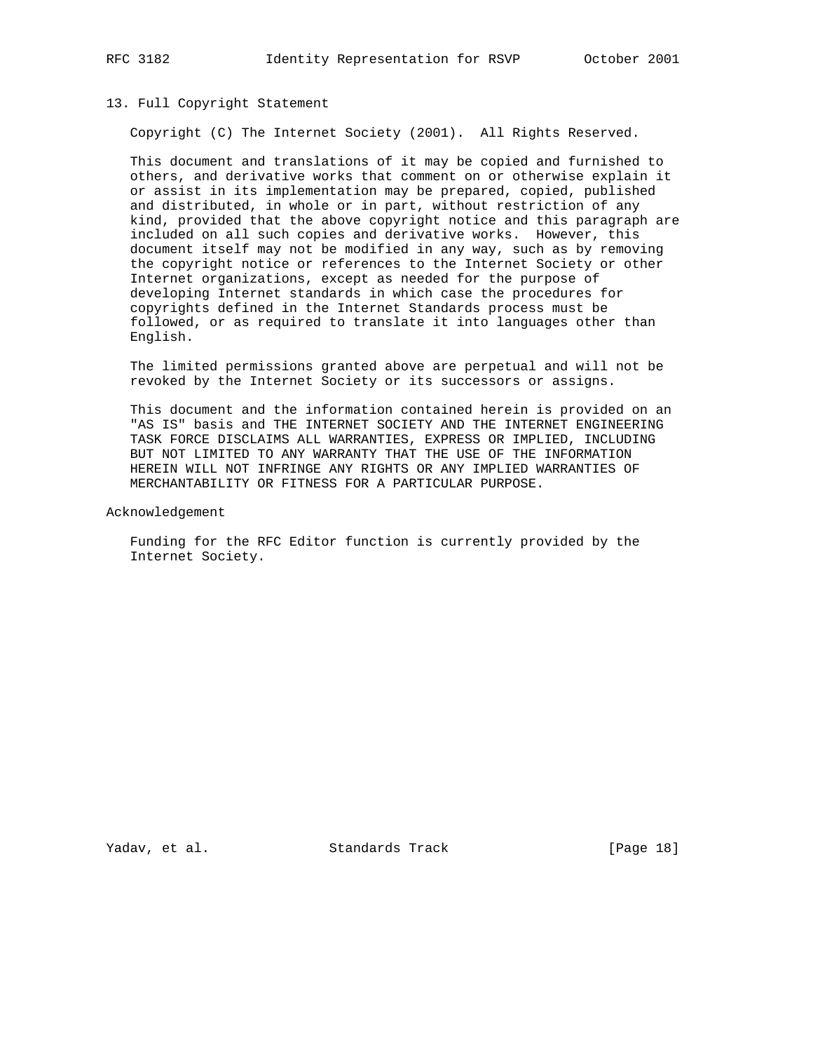## 13. Full Copyright Statement

Copyright (C) The Internet Society (2001). All Rights Reserved.

This document and translations of it may be copied and furnished to others, and derivative works that comment on or otherwise explain it or assist in its implementation may be prepared, copied, published and distributed, in whole or in part, without restriction of any kind, provided that the above copyright notice and this paragraph are included on all such copies and derivative works. However, this document itself may not be modified in any way, such as by removing the copyright notice or references to the Internet Society or other Internet organizations, except as needed for the purpose of developing Internet standards in which case the procedures for copyrights defined in the Internet Standards process must be followed, or as required to translate it into languages other than English.

The limited permissions granted above are perpetual and will not be revoked by the Internet Society or its successors or assigns.

This document and the information contained herein is provided on an "AS IS" basis and THE INTERNET SOCIETY AND THE INTERNET ENGINEERING TASK FORCE DISCLAIMS ALL WARRANTIES, EXPRESS OR IMPLIED, INCLUDING BUT NOT LIMITED TO ANY WARRANTY THAT THE USE OF THE INFORMATION HEREIN WILL NOT INFRINGE ANY RIGHTS OR ANY IMPLIED WARRANTIES OF MERCHANTABILITY OR FITNESS FOR A PARTICULAR PURPOSE.

## Acknowledgement

Funding for the RFC Editor function is currently provided by the Internet Society.